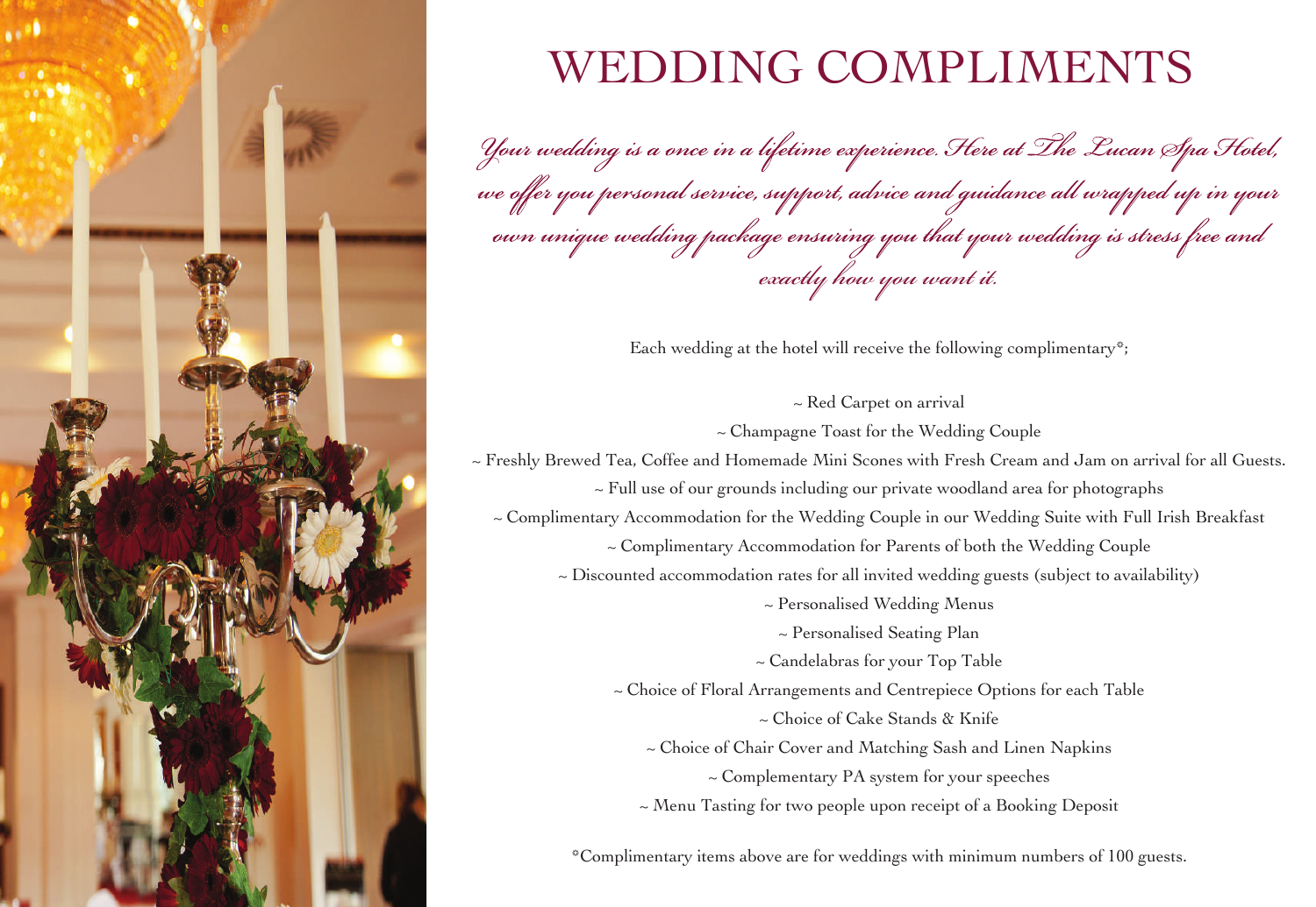# WEDDING COMPLIMENTS

*Your wedding is a once in a lifetime experience. Here at The Lucan Spa Hotel, we offer you personal service, support, advice and guidance all wrapped up in your own unique wedding package ensuring you that your wedding is stress free and exactly how you want it.*

Each wedding at the hotel will receive the following complimentary*;

~ Red Carpet on arrival

~ Champagne Toast for the Wedding Couple

~ Freshly Brewed Tea, Coffee and Homemade Mini Scones with Fresh Cream and Jam on arrival for all Guests.

~ Full use of our grounds including our private woodland area for photographs

~ Complimentary Accommodation for the Wedding Couple in our Wedding Suite with Full Irish Breakfast

~ Complimentary Accommodation for Parents of both the Wedding Couple

~ Discounted accommodation rates for all invited wedding guests (subject to availability)

~ Personalised Wedding Menus

~ Personalised Seating Plan

~ Candelabras for your Top Table

~ Choice of Floral Arrangements and Centrepiece Options for each Table

~ Choice of Cake Stands & Knife

~ Choice of Chair Cover and Matching Sash and Linen Napkins

~ Complementary PA system for your speeches

~ Menu Tasting for two people upon receipt of a Booking Deposit

*Complimentary items above are for weddings with minimum numbers of 100 guests.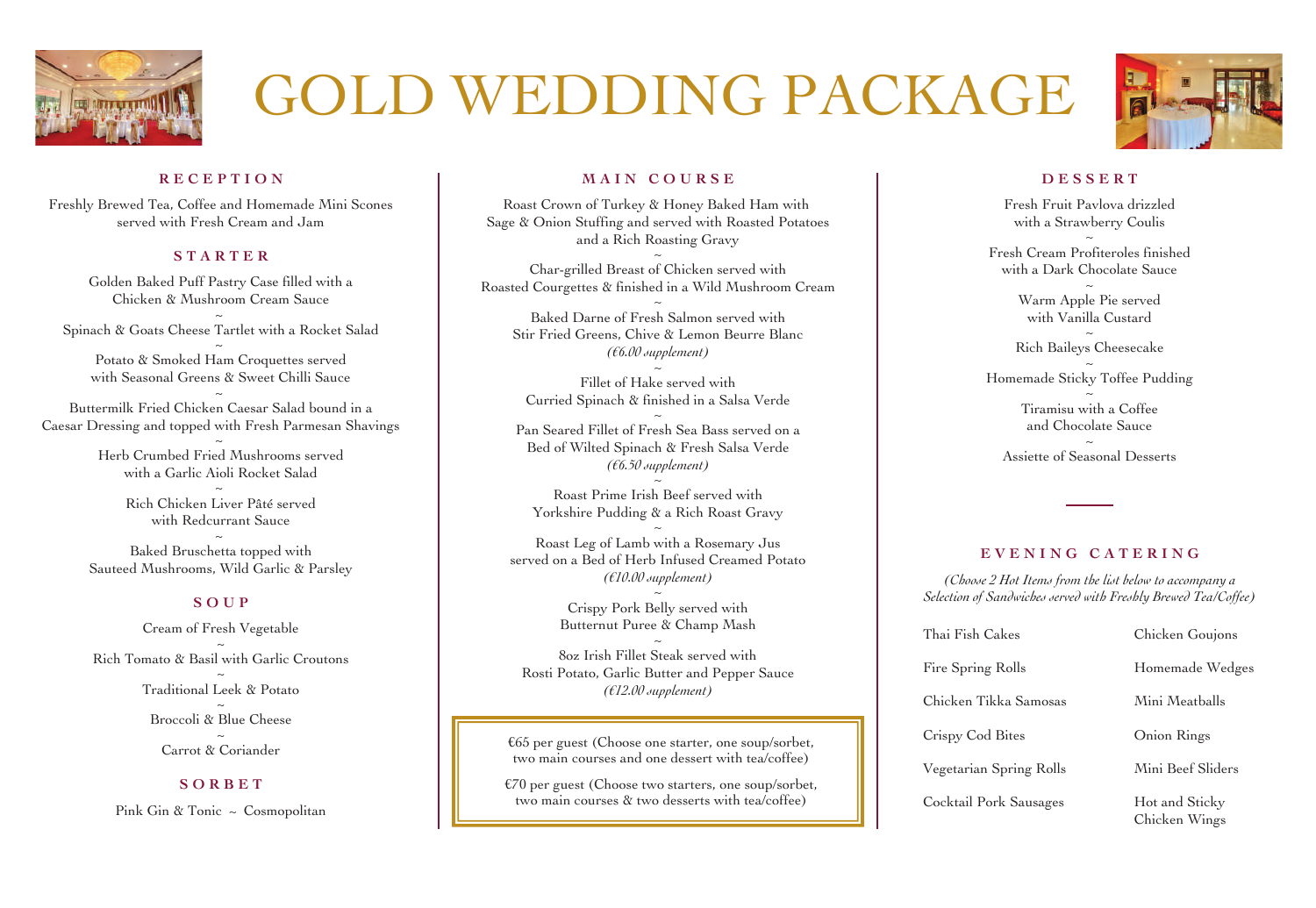# GOLD WEDDING PACKAGE

## RECEPTION

Freshly Brewed Tea, Coffee and Homemade Mini Scones served with Fresh Cream and Jam

## STARTER

Golden Baked Puff Pastry Case filled with a Chicken & Mushroom Cream Sauce

~

Spinach & Goats Cheese Tartlet with a Rocket Salad

~

Potato & Smoked Ham Croquettes served with Seasonal Greens & Sweet Chilli Sauce

~

Buttermilk Fried Chicken Caesar Salad bound in a Caesar Dressing and topped with Fresh Parmesan Shavings

~

Herb Crumbed Fried Mushrooms served with a Garlic Aioli Rocket Salad

~

Rich Chicken Liver Pâté served with Redcurrant Sauce

~

Baked Bruschetta topped with Sauteed Mushrooms, Wild Garlic & Parsley

## SOUP

Cream of Fresh Vegetable

~

Rich Tomato & Basil with Garlic Croutons

~

Traditional Leek & Potato

~

Broccoli & Blue Cheese

~

Carrot & Coriander

## SORBET

Pink Gin & Tonic ~ Cosmopolitan

## MAIN COURSE

Roast Crown of Turkey & Honey Baked Ham with Sage & Onion Stuffing and served with Roasted Potatoes and a Rich Roasting Gravy

~

Char-grilled Breast of Chicken served with Roasted Courgettes & finished in a Wild Mushroom Cream

~

Baked Darne of Fresh Salmon served with Stir Fried Greens, Chive & Lemon Beurre Blanc
*(€6.00 supplement)*

~

Fillet of Hake served with Curried Spinach & finished in a Salsa Verde

~

Pan Seared Fillet of Fresh Sea Bass served on a Bed of Wilted Spinach & Fresh Salsa Verde
*(€6.50 supplement)*

~

Roast Prime Irish Beef served with Yorkshire Pudding & a Rich Roast Gravy

~

Roast Leg of Lamb with a Rosemary Jus served on a Bed of Herb Infused Creamed Potato
*(€10.00 supplement)*

~

Crispy Pork Belly served with Butternut Puree & Champ Mash

~

8oz Irish Fillet Steak served with Rosti Potato, Garlic Butter and Pepper Sauce
*(€12.00 supplement)*

€65 per guest (Choose one starter, one soup/sorbet, two main courses and one dessert with tea/coffee)

€70 per guest (Choose two starters, one soup/sorbet, two main courses & two desserts with tea/coffee)

## DESSERT

Fresh Fruit Pavlova drizzled with a Strawberry Coulis

~

Fresh Cream Profiteroles finished with a Dark Chocolate Sauce

~

Warm Apple Pie served with Vanilla Custard

~

Rich Baileys Cheesecake

~

Homemade Sticky Toffee Pudding

~

Tiramisu with a Coffee and Chocolate Sauce

~

Assiette of Seasonal Desserts

## EVENING CATERING

*(Choose 2 Hot Items from the list below to accompany a Selection of Sandwiches served with Freshly Brewed Tea/Coffee)*

- Thai Fish Cakes
- Chicken Goujons
- Fire Spring Rolls
- Homemade Wedges
- Chicken Tikka Samosas
- Mini Meatballs
- Crispy Cod Bites
- Onion Rings
- Vegetarian Spring Rolls
- Mini Beef Sliders
- Cocktail Pork Sausages
- Hot and Sticky Chicken Wings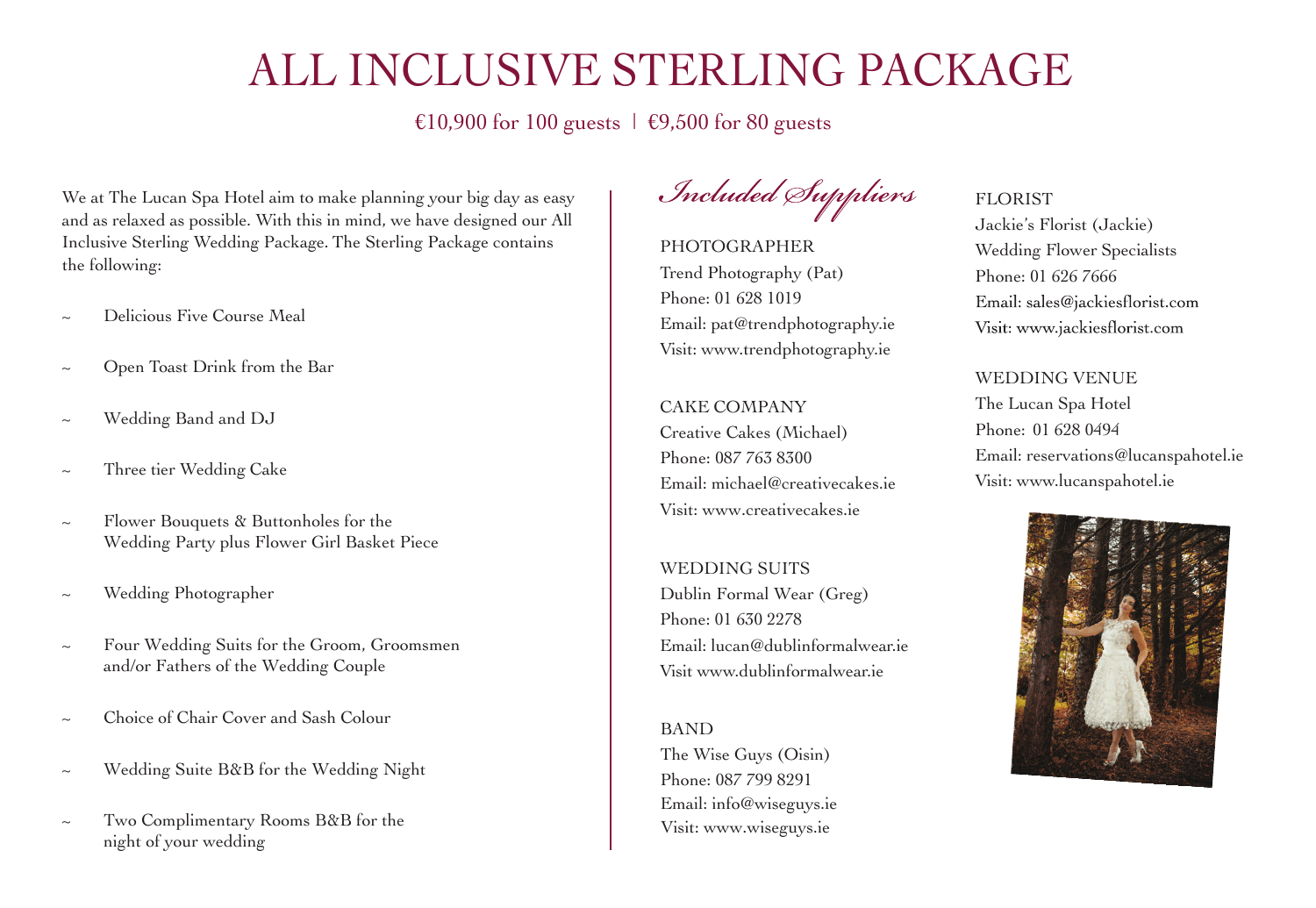# ALL INCLUSIVE STERLING PACKAGE

€10,900 for 100 guests | €9,500 for 80 guests

We at The Lucan Spa Hotel aim to make planning your big day as easy and as relaxed as possible. With this in mind, we have designed our All Inclusive Sterling Wedding Package. The Sterling Package contains the following:

- Delicious Five Course Meal
- Open Toast Drink from the Bar
- Wedding Band and DJ
- Three tier Wedding Cake
- Flower Bouquets & Buttonholes for the Wedding Party plus Flower Girl Basket Piece
- Wedding Photographer
- Four Wedding Suits for the Groom, Groomsmen and/or Fathers of the Wedding Couple
- Choice of Chair Cover and Sash Colour
- Wedding Suite B&B for the Wedding Night
- Two Complimentary Rooms B&B for the night of your wedding

## *Included Suppliers*

PHOTOGRAPHER
Trend Photography (Pat)
Phone: 01 628 1019
Email: pat@trendphotography.ie
Visit: www.trendphotography.ie

CAKE COMPANY
Creative Cakes (Michael)
Phone: 087 763 8300
Email: michael@creativecakes.ie
Visit: www.creativecakes.ie

WEDDING SUITS
Dublin Formal Wear (Greg)
Phone: 01 630 2278
Email: lucan@dublinformalwear.ie
Visit www.dublinformalwear.ie

BAND
The Wise Guys (Oisin)
Phone: 087 799 8291
Email: info@wiseguys.ie
Visit: www.wiseguys.ie

FLORIST
Jackie's Florist (Jackie)
Wedding Flower Specialists
Phone: 01 626 7666
Email: sales@jackiesflorist.com
Visit: www.jackiesflorist.com

WEDDING VENUE
The Lucan Spa Hotel
Phone: 01 628 0494
Email: reservations@lucanspahotel.ie
Visit: www.lucanspahotel.ie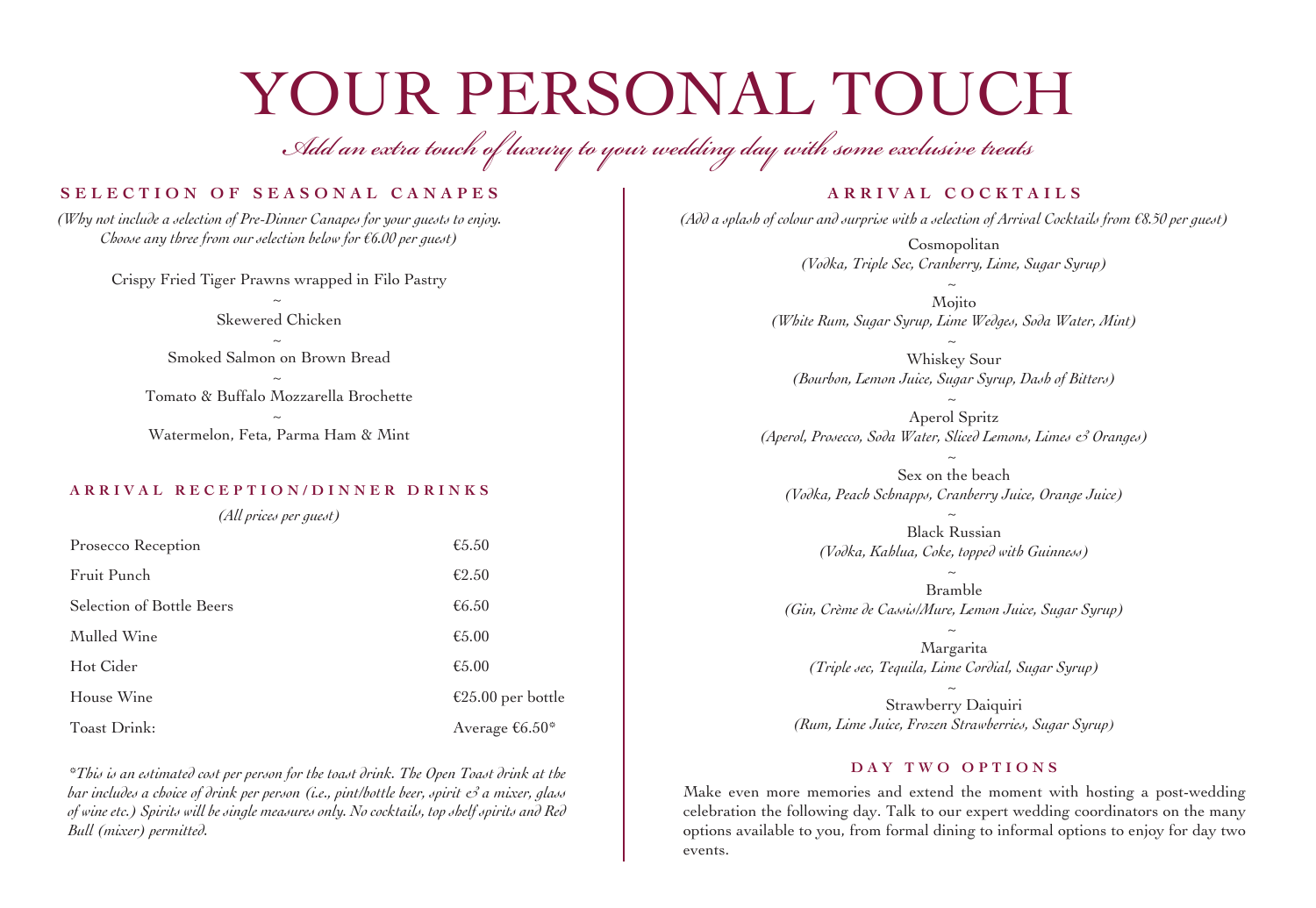# YOUR PERSONAL TOUCH

*Add an extra touch of luxury to your wedding day with some exclusive treats*

## SELECTION OF SEASONAL CANAPES

*(Why not include a selection of Pre-Dinner Canapes for your guests to enjoy. Choose any three from our selection below for €6.00 per guest)*

Crispy Fried Tiger Prawns wrapped in Filo Pastry

~

Skewered Chicken

~

Smoked Salmon on Brown Bread

~

Tomato & Buffalo Mozzarella Brochette

~

Watermelon, Feta, Parma Ham & Mint

## ARRIVAL RECEPTION/DINNER DRINKS

*(All prices per guest)*

| | |
|---|---|
| Prosecco Reception | €5.50 |
| Fruit Punch | €2.50 |
| Selection of Bottle Beers | €6.50 |
| Mulled Wine | €5.00 |
| Hot Cider | €5.00 |
| House Wine | €25.00 per bottle |
| Toast Drink: | Average €6.50* |

*\*This is an estimated cost per person for the toast drink. The Open Toast drink at the bar includes a choice of drink per person (i.e., pint/bottle beer, spirit & a mixer, glass of wine etc.) Spirits will be single measures only. No cocktails, top shelf spirits and Red Bull (mixer) permitted.*

## ARRIVAL COCKTAILS

*(Add a splash of colour and surprise with a selection of Arrival Cocktails from €8.50 per guest)*

Cosmopolitan
*(Vodka, Triple Sec, Cranberry, Lime, Sugar Syrup)*

~

Mojito
*(White Rum, Sugar Syrup, Lime Wedges, Soda Water, Mint)*

~

Whiskey Sour
*(Bourbon, Lemon Juice, Sugar Syrup, Dash of Bitters)*

~

Aperol Spritz
*(Aperol, Prosecco, Soda Water, Sliced Lemons, Limes & Oranges)*

~

Sex on the beach
*(Vodka, Peach Schnapps, Cranberry Juice, Orange Juice)*

~

Black Russian
*(Vodka, Kahlua, Coke, topped with Guinness)*

~

Bramble
*(Gin, Crème de Cassis/Mure, Lemon Juice, Sugar Syrup)*

~

Margarita
*(Triple sec, Tequila, Lime Cordial, Sugar Syrup)*

~

Strawberry Daiquiri
*(Rum, Lime Juice, Frozen Strawberries, Sugar Syrup)*

## DAY TWO OPTIONS

Make even more memories and extend the moment with hosting a post-wedding celebration the following day. Talk to our expert wedding coordinators on the many options available to you, from formal dining to informal options to enjoy for day two events.